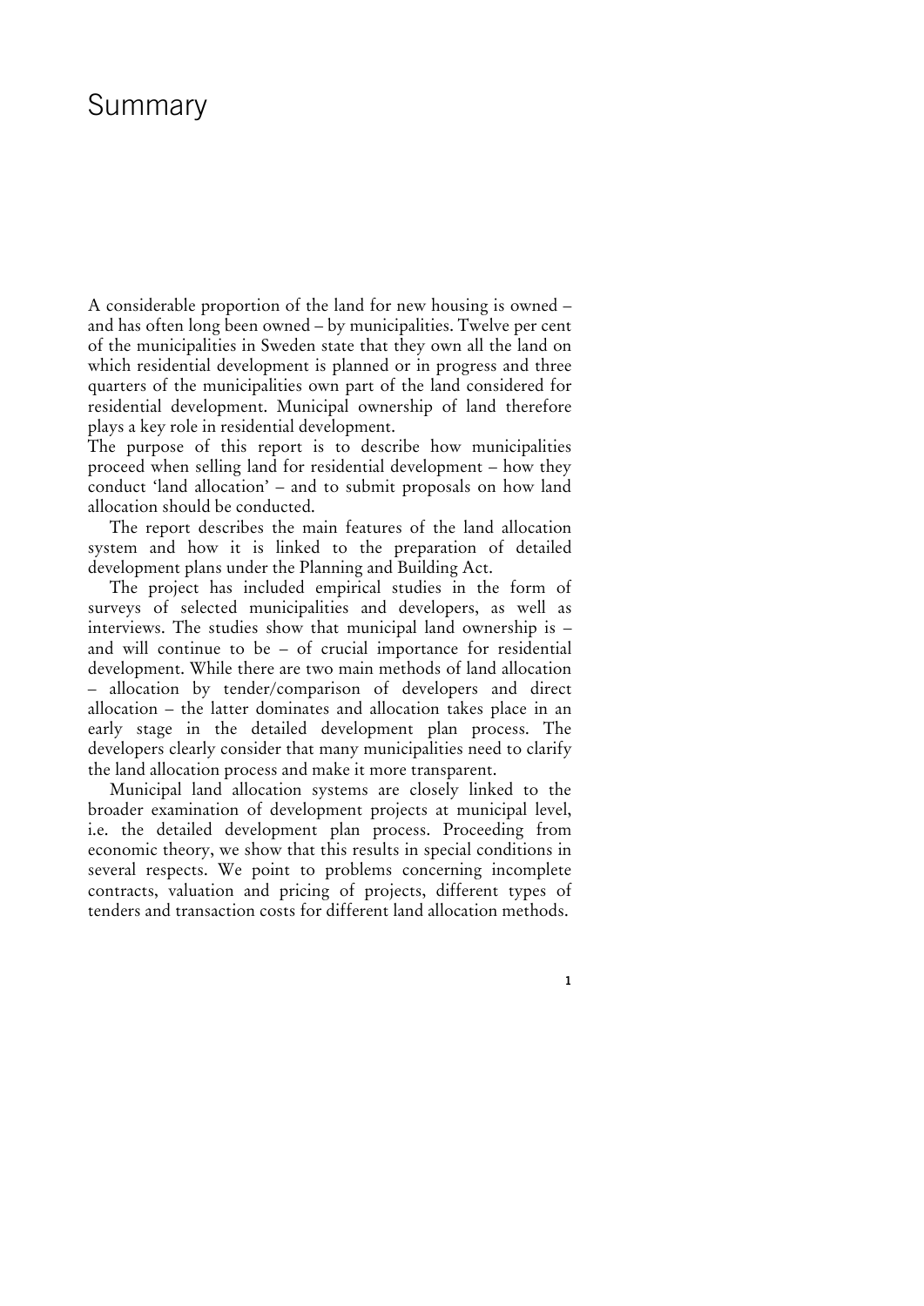# Summary

A considerable proportion of the land for new housing is owned – and has often long been owned – by municipalities. Twelve per cent of the municipalities in Sweden state that they own all the land on which residential development is planned or in progress and three quarters of the municipalities own part of the land considered for residential development. Municipal ownership of land therefore plays a key role in residential development.

The purpose of this report is to describe how municipalities proceed when selling land for residential development – how they conduct 'land allocation' – and to submit proposals on how land allocation should be conducted.

The report describes the main features of the land allocation system and how it is linked to the preparation of detailed development plans under the Planning and Building Act.

The project has included empirical studies in the form of surveys of selected municipalities and developers, as well as interviews. The studies show that municipal land ownership is – and will continue to be – of crucial importance for residential development. While there are two main methods of land allocation – allocation by tender/comparison of developers and direct allocation – the latter dominates and allocation takes place in an early stage in the detailed development plan process. The developers clearly consider that many municipalities need to clarify the land allocation process and make it more transparent.

Municipal land allocation systems are closely linked to the broader examination of development projects at municipal level, i.e. the detailed development plan process. Proceeding from economic theory, we show that this results in special conditions in several respects. We point to problems concerning incomplete contracts, valuation and pricing of projects, different types of tenders and transaction costs for different land allocation methods.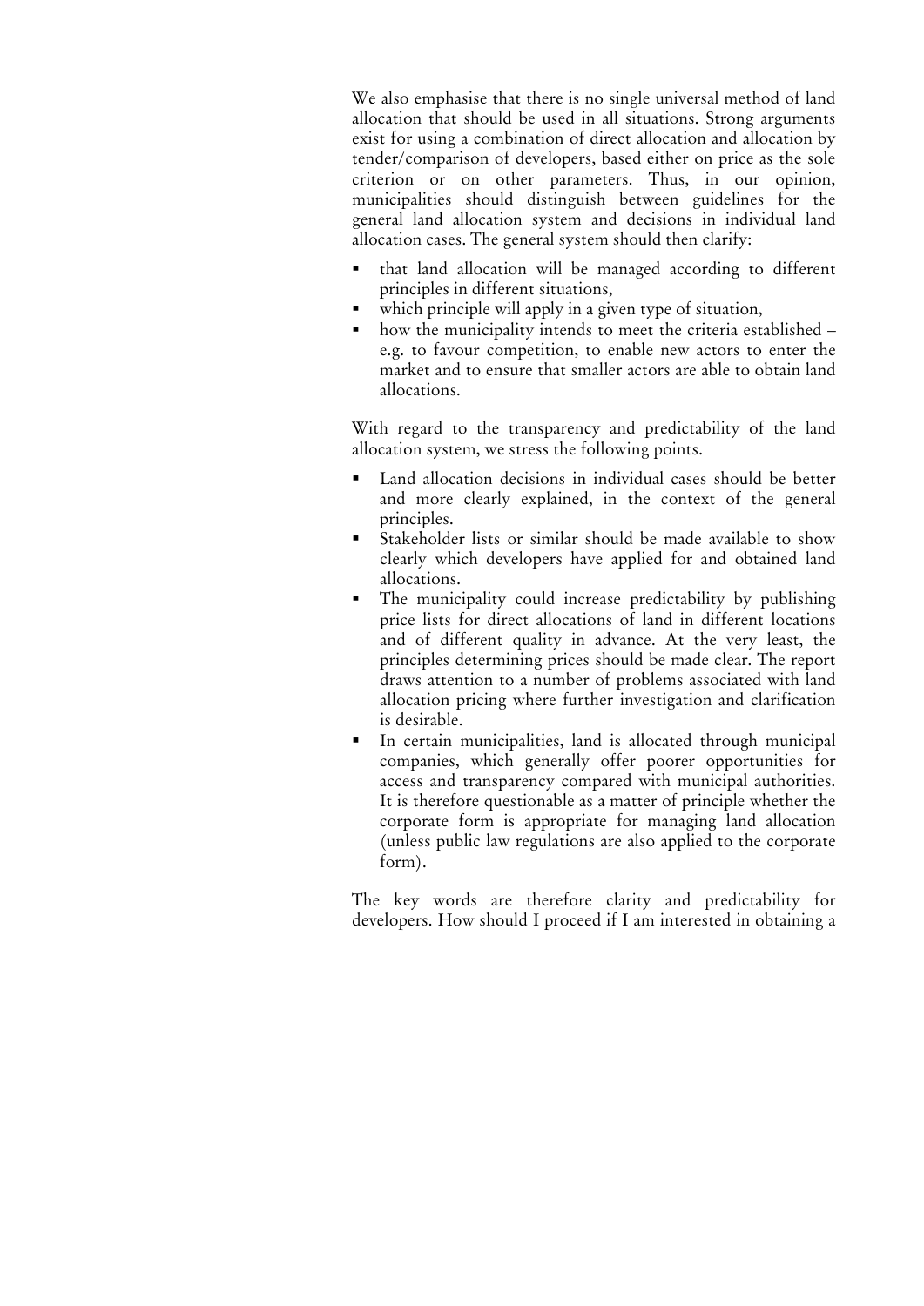We also emphasise that there is no single universal method of land allocation that should be used in all situations. Strong arguments exist for using a combination of direct allocation and allocation by tender/comparison of developers, based either on price as the sole criterion or on other parameters. Thus, in our opinion, municipalities should distinguish between guidelines for the general land allocation system and decisions in individual land allocation cases. The general system should then clarify:

- that land allocation will be managed according to different principles in different situations,
- which principle will apply in a given type of situation,
- how the municipality intends to meet the criteria established – e.g. to favour competition, to enable new actors to enter the market and to ensure that smaller actors are able to obtain land allocations.

With regard to the transparency and predictability of the land allocation system, we stress the following points.

- Land allocation decisions in individual cases should be better and more clearly explained, in the context of the general principles.
- Stakeholder lists or similar should be made available to show clearly which developers have applied for and obtained land allocations.
- The municipality could increase predictability by publishing price lists for direct allocations of land in different locations and of different quality in advance. At the very least, the principles determining prices should be made clear. The report draws attention to a number of problems associated with land allocation pricing where further investigation and clarification is desirable.
- In certain municipalities, land is allocated through municipal companies, which generally offer poorer opportunities for access and transparency compared with municipal authorities. It is therefore questionable as a matter of principle whether the corporate form is appropriate for managing land allocation (unless public law regulations are also applied to the corporate form).

The key words are therefore clarity and predictability for developers. How should I proceed if I am interested in obtaining a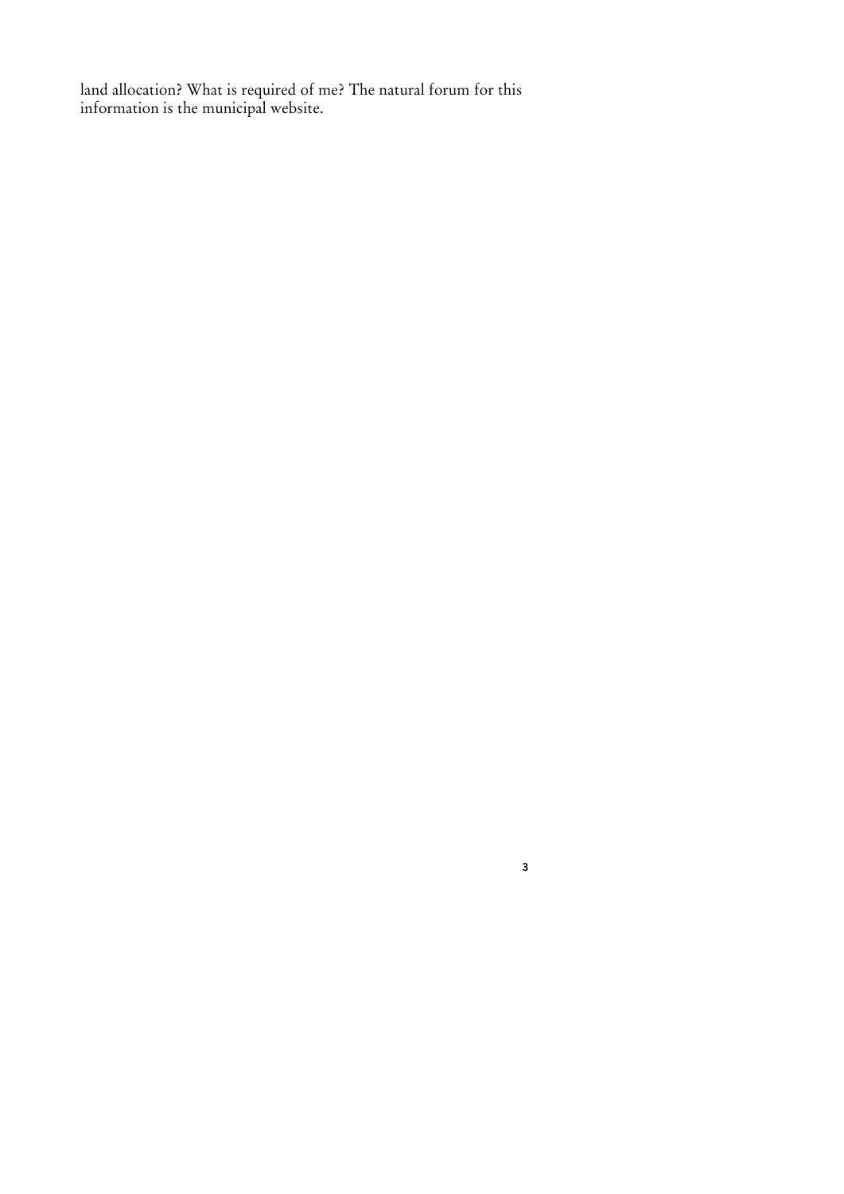land allocation? What is required of me? The natural forum for this information is the municipal website.